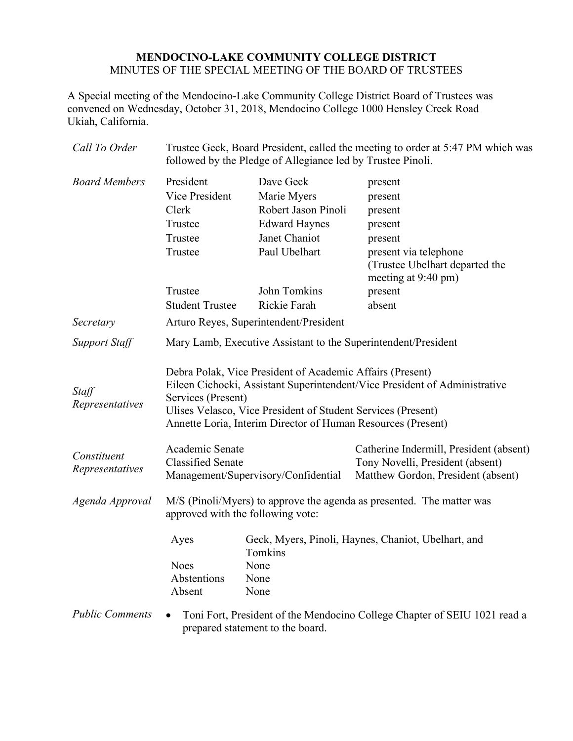# MENDOCINO-LAKE COMMUNITY COLLEGE DISTRICT

MINUTES OF THE SPECIAL MEETING OF THE BOARD OF TRUSTEES

A Special meeting of the Mendocino-Lake Community College District Board of Trustees was convened on Wednesday, October 31, 2018, Mendocino College 1000 Hensley Creek Road Ukiah, California.

*Call To Order*

Trustee Geck, Board President, called the meeting to order at 5:47 PM which was followed by the Pledge of Allegiance led by Trustee Pinoli.

*Board Members*

| | | |
|---|---|---|
| President | Dave Geck | present |
| Vice President | Marie Myers | present |
| Clerk | Robert Jason Pinoli | present |
| Trustee | Edward Haynes | present |
| Trustee | Janet Chaniot | present |
| Trustee | Paul Ubelhart | present via telephone (Trustee Ubelhart departed the meeting at 9:40 pm) |
| Trustee | John Tomkins | present |
| Student Trustee | Rickie Farah | absent |

*Secretary*

Arturo Reyes, Superintendent/President

*Support Staff*

Mary Lamb, Executive Assistant to the Superintendent/President

*Staff Representatives*

Debra Polak, Vice President of Academic Affairs (Present)
Eileen Cichocki, Assistant Superintendent/Vice President of Administrative Services (Present)
Ulises Velasco, Vice President of Student Services (Present)
Annette Loria, Interim Director of Human Resources (Present)

*Constituent Representatives*

| | |
|---|---|
| Academic Senate | Catherine Indermill, President (absent) |
| Classified Senate | Tony Novelli, President (absent) |
| Management/Supervisory/Confidential | Matthew Gordon, President (absent) |

*Agenda Approval*

M/S (Pinoli/Myers) to approve the agenda as presented. The matter was approved with the following vote:

| | |
|---|---|
| Ayes | Geck, Myers, Pinoli, Haynes, Chaniot, Ubelhart, and Tomkins |
| Noes | None |
| Abstentions | None |
| Absent | None |

*Public Comments*

- Toni Fort, President of the Mendocino College Chapter of SEIU 1021 read a prepared statement to the board.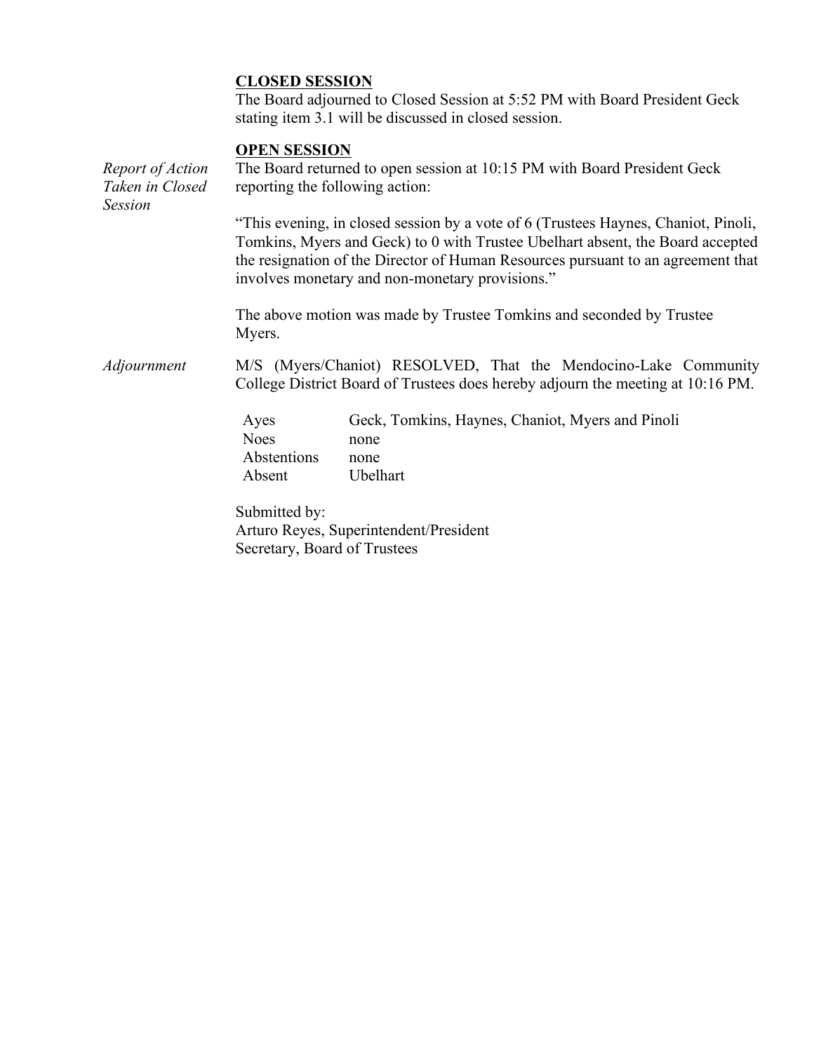**CLOSED SESSION**

The Board adjourned to Closed Session at 5:52 PM with Board President Geck stating item 3.1 will be discussed in closed session.

**OPEN SESSION**

*Report of Action Taken in Closed Session*

The Board returned to open session at 10:15 PM with Board President Geck reporting the following action:

"This evening, in closed session by a vote of 6 (Trustees Haynes, Chaniot, Pinoli, Tomkins, Myers and Geck) to 0 with Trustee Ubelhart absent, the Board accepted the resignation of the Director of Human Resources pursuant to an agreement that involves monetary and non-monetary provisions."

The above motion was made by Trustee Tomkins and seconded by Trustee Myers.

*Adjournment*

M/S (Myers/Chaniot) RESOLVED, That the Mendocino-Lake Community College District Board of Trustees does hereby adjourn the meeting at 10:16 PM.

| | |
|---|---|
| Ayes | Geck, Tomkins, Haynes, Chaniot, Myers and Pinoli |
| Noes | none |
| Abstentions | none |
| Absent | Ubelhart |

Submitted by:
Arturo Reyes, Superintendent/President
Secretary, Board of Trustees